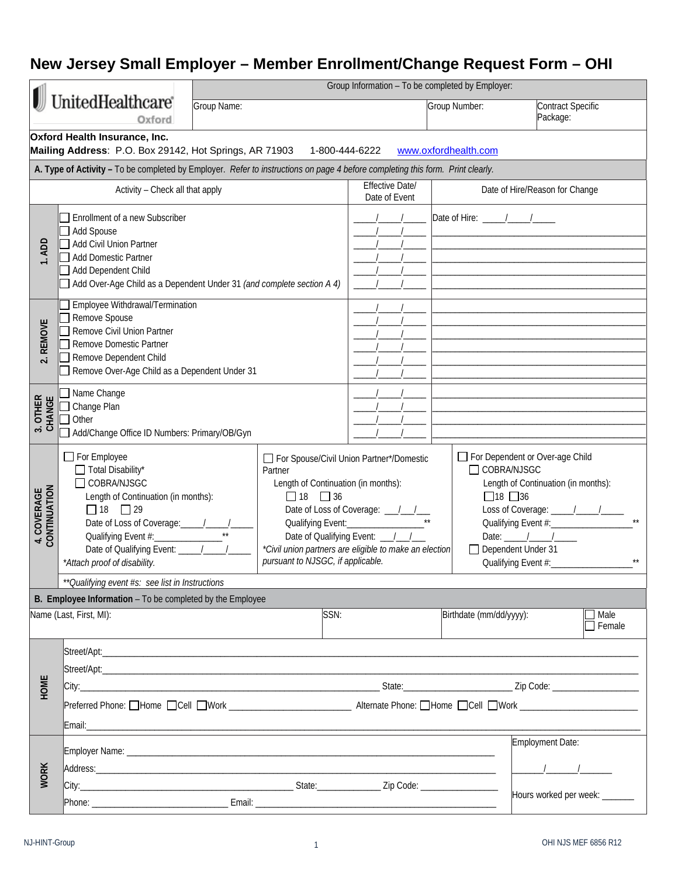# New Jersey Small Employer – Member Enrollment/Change Request Form – OHI

UnitedHealthcare Oxford

| Group Information – To be completed by Employer: | | |
|---|---|---|
| Group Name: | Group Number: | Contract Specific Package: |

**Oxford Health Insurance, Inc.**
**Mailing Address**: P.O. Box 29142, Hot Springs, AR 71903 1-800-444-6222 www.oxfordhealth.com

## A. Type of Activity – To be completed by Employer. *Refer to instructions on page 4 before completing this form. Print clearly.*

| | Activity – Check all that apply | Effective Date/ Date of Event | Date of Hire/Reason for Change |
|---|---|---|---|
| 1. ADD | ☐ Enrollment of a new Subscriber | \_\_\_\_/\_\_\_\_/\_\_\_\_ | Date of Hire: \_\_\_\_/\_\_\_\_/\_\_\_\_ |
| | ☐ Add Spouse | \_\_\_\_/\_\_\_\_/\_\_\_\_ | |
| | ☐ Add Civil Union Partner | \_\_\_\_/\_\_\_\_/\_\_\_\_ | |
| | ☐ Add Domestic Partner | \_\_\_\_/\_\_\_\_/\_\_\_\_ | |
| | ☐ Add Dependent Child | \_\_\_\_/\_\_\_\_/\_\_\_\_ | |
| | ☐ Add Over-Age Child as a Dependent Under 31 *(and complete section A 4)* | \_\_\_\_/\_\_\_\_/\_\_\_\_ | |
| 2. REMOVE | ☐ Employee Withdrawal/Termination | \_\_\_\_/\_\_\_\_/\_\_\_\_ | |
| | ☐ Remove Spouse | \_\_\_\_/\_\_\_\_/\_\_\_\_ | |
| | ☐ Remove Civil Union Partner | \_\_\_\_/\_\_\_\_/\_\_\_\_ | |
| | ☐ Remove Domestic Partner | \_\_\_\_/\_\_\_\_/\_\_\_\_ | |
| | ☐ Remove Dependent Child | \_\_\_\_/\_\_\_\_/\_\_\_\_ | |
| | ☐ Remove Over-Age Child as a Dependent Under 31 | \_\_\_\_/\_\_\_\_/\_\_\_\_ | |
| 3. OTHER CHANGE | ☐ Name Change | \_\_\_\_/\_\_\_\_/\_\_\_\_ | |
| | ☐ Change Plan | \_\_\_\_/\_\_\_\_/\_\_\_\_ | |
| | ☐ Other | \_\_\_\_/\_\_\_\_/\_\_\_\_ | |
| | ☐ Add/Change Office ID Numbers: Primary/OB/Gyn | \_\_\_\_/\_\_\_\_/\_\_\_\_ | |

### 4. COVERAGE CONTINUATION

| For Employee | For Spouse/Civil Union Partner*/Domestic Partner | For Dependent or Over-age Child |
|---|---|---|
| ☐ For Employee<br>☐ Total Disability*<br>☐ COBRA/NJSGC<br>Length of Continuation (in months):<br>☐ 18 ☐ 29<br>Date of Loss of Coverage:\_\_\_\_/\_\_\_\_/\_\_\_\_<br>Qualifying Event #:\_\_\_\_\_\_\_\_\_\_ \*\*<br>Date of Qualifying Event: \_\_\_\_/\_\_\_\_/\_\_\_\_<br>*\*Attach proof of disability.* | ☐ For Spouse/Civil Union Partner*/Domestic Partner<br>Length of Continuation (in months):<br>☐ 18 ☐ 36<br>Date of Loss of Coverage: \_\_\_/\_\_\_/\_\_\_<br>Qualifying Event:\_\_\_\_\_\_\_\_\_\_ \*\*<br>Date of Qualifying Event: \_\_\_/\_\_\_/\_\_\_<br>*\*Civil union partners are eligible to make an election pursuant to NJSGC, if applicable.* | ☐ For Dependent or Over-age Child<br>☐ COBRA/NJSGC<br>Length of Continuation (in months):<br>☐18 ☐36<br>Loss of Coverage: \_\_\_\_/\_\_\_\_/\_\_\_\_<br>Qualifying Event #:\_\_\_\_\_\_\_\_\_\_ \*\*<br>Date: \_\_\_\_/\_\_\_\_/\_\_\_\_<br>☐ Dependent Under 31<br>Qualifying Event #:\_\_\_\_\_\_\_\_\_\_ \*\* |

*\*\*Qualifying event #s: see list in Instructions*

## B. Employee Information – To be completed by the Employee

| Name (Last, First, MI): | SSN: | Birthdate (mm/dd/yyyy): | ☐ Male ☐ Female |
|---|---|---|---|

**HOME**

Street/Apt:\_\_\_\_\_\_\_\_\_\_\_\_\_\_\_\_\_\_\_\_\_\_\_\_\_\_\_\_\_\_

Street/Apt:\_\_\_\_\_\_\_\_\_\_\_\_\_\_\_\_\_\_\_\_\_\_\_\_\_\_\_\_\_\_

City:\_\_\_\_\_\_\_\_\_\_\_\_\_\_\_\_\_\_\_\_ State:\_\_\_\_\_\_\_\_\_\_ Zip Code: \_\_\_\_\_\_\_\_\_\_

Preferred Phone: ☐Home ☐Cell ☐Work \_\_\_\_\_\_\_\_\_\_\_\_ Alternate Phone: ☐Home ☐Cell ☐Work \_\_\_\_\_\_\_\_\_\_\_\_

Email:\_\_\_\_\_\_\_\_\_\_\_\_\_\_\_\_\_\_\_\_\_\_\_\_\_\_\_\_\_\_

**WORK**

Employer Name: \_\_\_\_\_\_\_\_\_\_\_\_\_\_\_\_\_\_\_\_\_\_\_\_\_\_\_\_\_\_

Address:\_\_\_\_\_\_\_\_\_\_\_\_\_\_\_\_\_\_\_\_\_\_\_\_\_\_\_\_\_\_

City:\_\_\_\_\_\_\_\_\_\_\_\_\_\_\_\_\_\_\_\_ State:\_\_\_\_\_\_\_\_\_\_ Zip Code: \_\_\_\_\_\_\_\_\_\_

Phone: \_\_\_\_\_\_\_\_\_\_\_\_\_\_\_\_\_\_\_\_ Email: \_\_\_\_\_\_\_\_\_\_\_\_\_\_\_\_\_\_\_\_

Employment Date: \_\_\_\_\_\_/\_\_\_\_\_\_/\_\_\_\_\_\_

Hours worked per week: \_\_\_\_\_\_

NJ-HINT-Group OHI NJS MEF 6856 R12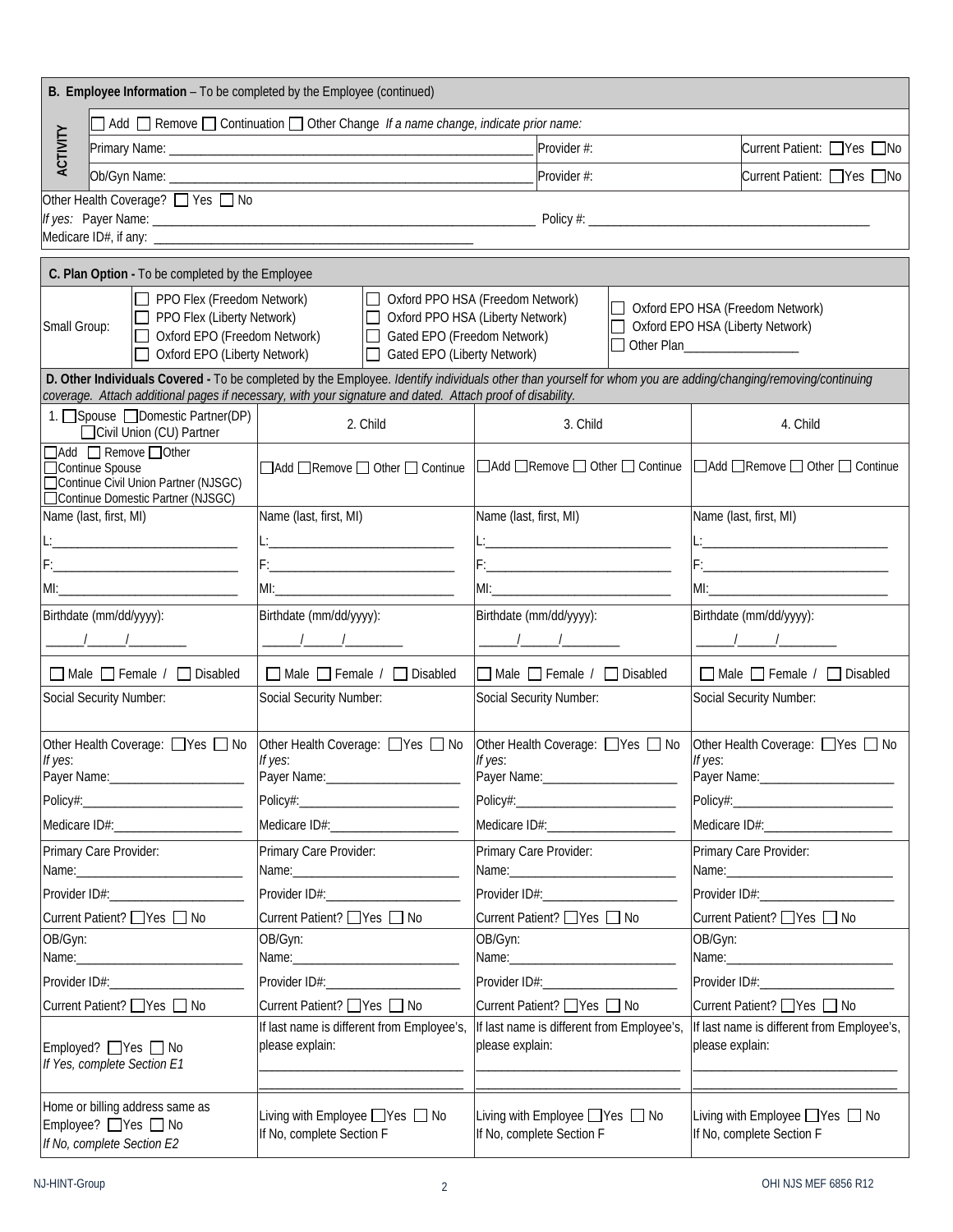## B. Employee Information – To be completed by the Employee (continued)

| ACTIVITY | | | |
|---|---|---|---|
| | ☐ Add ☐ Remove ☐ Continuation ☐ Other Change *If a name change, indicate prior name:* | | |
| | Primary Name: ______________________________ | Provider #: | Current Patient: ☐Yes ☐No |
| | Ob/Gyn Name: ______________________________ | Provider #: | Current Patient: ☐Yes ☐No |

Other Health Coverage? ☐ Yes ☐ No

*If yes:* Payer Name: ______________________________ Policy #: ______________________________

Medicare ID#, if any: ______________________________

## C. Plan Option - To be completed by the Employee

| | | | |
|---|---|---|---|
| Small Group: | ☐ PPO Flex (Freedom Network)<br>☐ PPO Flex (Liberty Network)<br>☐ Oxford EPO (Freedom Network)<br>☐ Oxford EPO (Liberty Network) | ☐ Oxford PPO HSA (Freedom Network)<br>☐ Oxford PPO HSA (Liberty Network)<br>☐ Gated EPO (Freedom Network)<br>☐ Gated EPO (Liberty Network) | ☐ Oxford EPO HSA (Freedom Network)<br>☐ Oxford EPO HSA (Liberty Network)<br>☐ Other Plan__________________ |

## D. Other Individuals Covered - To be completed by the Employee. *Identify individuals other than yourself for whom you are adding/changing/removing/continuing coverage. Attach additional pages if necessary, with your signature and dated. Attach proof of disability.*

| 1. ☐Spouse ☐Domestic Partner(DP) ☐Civil Union (CU) Partner | 2. Child | 3. Child | 4. Child |
|---|---|---|---|
| ☐Add ☐ Remove ☐Other<br>☐Continue Spouse<br>☐Continue Civil Union Partner (NJSGC)<br>☐Continue Domestic Partner (NJSGC) | ☐Add ☐Remove ☐ Other ☐ Continue | ☐Add ☐Remove ☐ Other ☐ Continue | ☐Add ☐Remove ☐ Other ☐ Continue |
| Name (last, first, MI)<br>L:____________________<br>F:____________________<br>MI:____________________ | Name (last, first, MI)<br>L:____________________<br>F:____________________<br>MI:____________________ | Name (last, first, MI)<br>L:____________________<br>F:____________________<br>MI:____________________ | Name (last, first, MI)<br>L:____________________<br>F:____________________<br>MI:____________________ |
| Birthdate (mm/dd/yyyy):<br>_____/_____/________ | Birthdate (mm/dd/yyyy):<br>_____/_____/________ | Birthdate (mm/dd/yyyy):<br>_____/_____/________ | Birthdate (mm/dd/yyyy):<br>_____/_____/________ |
| ☐ Male ☐ Female / ☐ Disabled | ☐ Male ☐ Female / ☐ Disabled | ☐ Male ☐ Female / ☐ Disabled | ☐ Male ☐ Female / ☐ Disabled |
| Social Security Number: | Social Security Number: | Social Security Number: | Social Security Number: |
| Other Health Coverage: ☐Yes ☐ No<br>*If yes*:<br>Payer Name:____________________<br>Policy#:____________________<br>Medicare ID#:____________________ | Other Health Coverage: ☐Yes ☐ No<br>*If yes*:<br>Payer Name:____________________<br>Policy#:____________________<br>Medicare ID#:____________________ | Other Health Coverage: ☐Yes ☐ No<br>*If yes*:<br>Payer Name:____________________<br>Policy#:____________________<br>Medicare ID#:____________________ | Other Health Coverage: ☐Yes ☐ No<br>*If yes*:<br>Payer Name:____________________<br>Policy#:____________________<br>Medicare ID#:____________________ |
| Primary Care Provider:<br>Name:____________________<br>Provider ID#:____________________<br>Current Patient? ☐Yes ☐ No | Primary Care Provider:<br>Name:____________________<br>Provider ID#:____________________<br>Current Patient? ☐Yes ☐ No | Primary Care Provider:<br>Name:____________________<br>Provider ID#:____________________<br>Current Patient? ☐Yes ☐ No | Primary Care Provider:<br>Name:____________________<br>Provider ID#:____________________<br>Current Patient? ☐Yes ☐ No |
| OB/Gyn:<br>Name:____________________<br>Provider ID#:____________________<br>Current Patient? ☐Yes ☐ No | OB/Gyn:<br>Name:____________________<br>Provider ID#:____________________<br>Current Patient? ☐Yes ☐ No | OB/Gyn:<br>Name:____________________<br>Provider ID#:____________________<br>Current Patient? ☐Yes ☐ No | OB/Gyn:<br>Name:____________________<br>Provider ID#:____________________<br>Current Patient? ☐Yes ☐ No |
| Employed? ☐Yes ☐ No<br>*If Yes, complete Section E1* | If last name is different from Employee's, please explain:<br>____________________<br>____________________ | If last name is different from Employee's, please explain:<br>____________________<br>____________________ | If last name is different from Employee's, please explain:<br>____________________<br>____________________ |
| Home or billing address same as Employee? ☐Yes ☐ No<br>*If No, complete Section E2* | Living with Employee ☐Yes ☐ No<br>If No, complete Section F | Living with Employee ☐Yes ☐ No<br>If No, complete Section F | Living with Employee ☐Yes ☐ No<br>If No, complete Section F |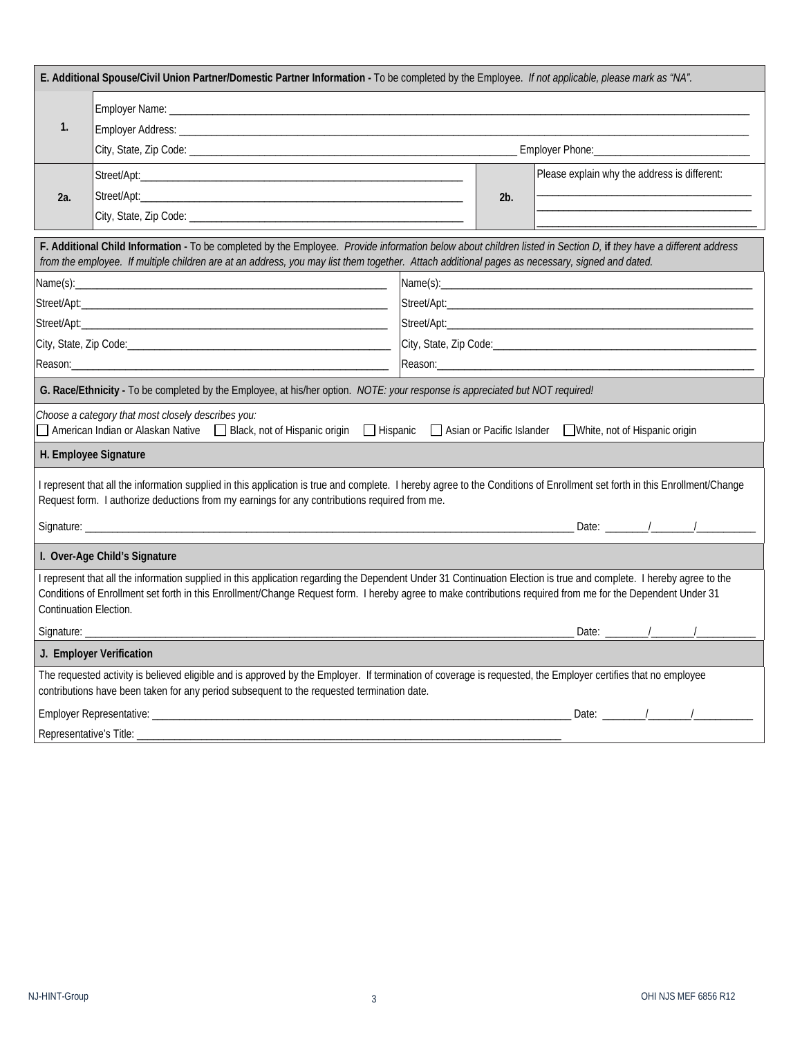## E. Additional Spouse/Civil Union Partner/Domestic Partner Information

To be completed by the Employee. *If not applicable, please mark as "NA".*

| | | | |
|---|---|---|---|
| **1.** | Employer Name: ______<br>Employer Address: ______<br>City, State, Zip Code: ______ Employer Phone: ______ | | |
| **2a.** | Street/Apt: ______<br>Street/Apt: ______<br>City, State, Zip Code: ______ | **2b.** | Please explain why the address is different:<br>______<br>______<br>______ |

## F. Additional Child Information

To be completed by the Employee. *Provide information below about children listed in Section D,* **if** *they have a different address from the employee. If multiple children are at an address, you may list them together. Attach additional pages as necessary, signed and dated.*

| | |
|---|---|
| Name(s): ______ | Name(s): ______ |
| Street/Apt: ______ | Street/Apt: ______ |
| Street/Apt: ______ | Street/Apt: ______ |
| City, State, Zip Code: ______ | City, State, Zip Code: ______ |
| Reason: ______ | Reason: ______ |

## G. Race/Ethnicity

To be completed by the Employee, at his/her option. *NOTE: your response is appreciated but NOT required!*

*Choose a category that most closely describes you:*

☐ American Indian or Alaskan Native ☐ Black, not of Hispanic origin ☐ Hispanic ☐ Asian or Pacific Islander ☐ White, not of Hispanic origin

## H. Employee Signature

I represent that all the information supplied in this application is true and complete. I hereby agree to the Conditions of Enrollment set forth in this Enrollment/Change Request form. I authorize deductions from my earnings for any contributions required from me.

Signature: ______ Date: ____/____/______

## I. Over-Age Child's Signature

I represent that all the information supplied in this application regarding the Dependent Under 31 Continuation Election is true and complete. I hereby agree to the Conditions of Enrollment set forth in this Enrollment/Change Request form. I hereby agree to make contributions required from me for the Dependent Under 31 Continuation Election.

Signature: ______ Date: ____/____/______

## J. Employer Verification

The requested activity is believed eligible and is approved by the Employer. If termination of coverage is requested, the Employer certifies that no employee contributions have been taken for any period subsequent to the requested termination date.

Employer Representative: ______ Date: ____/____/______

Representative's Title: ______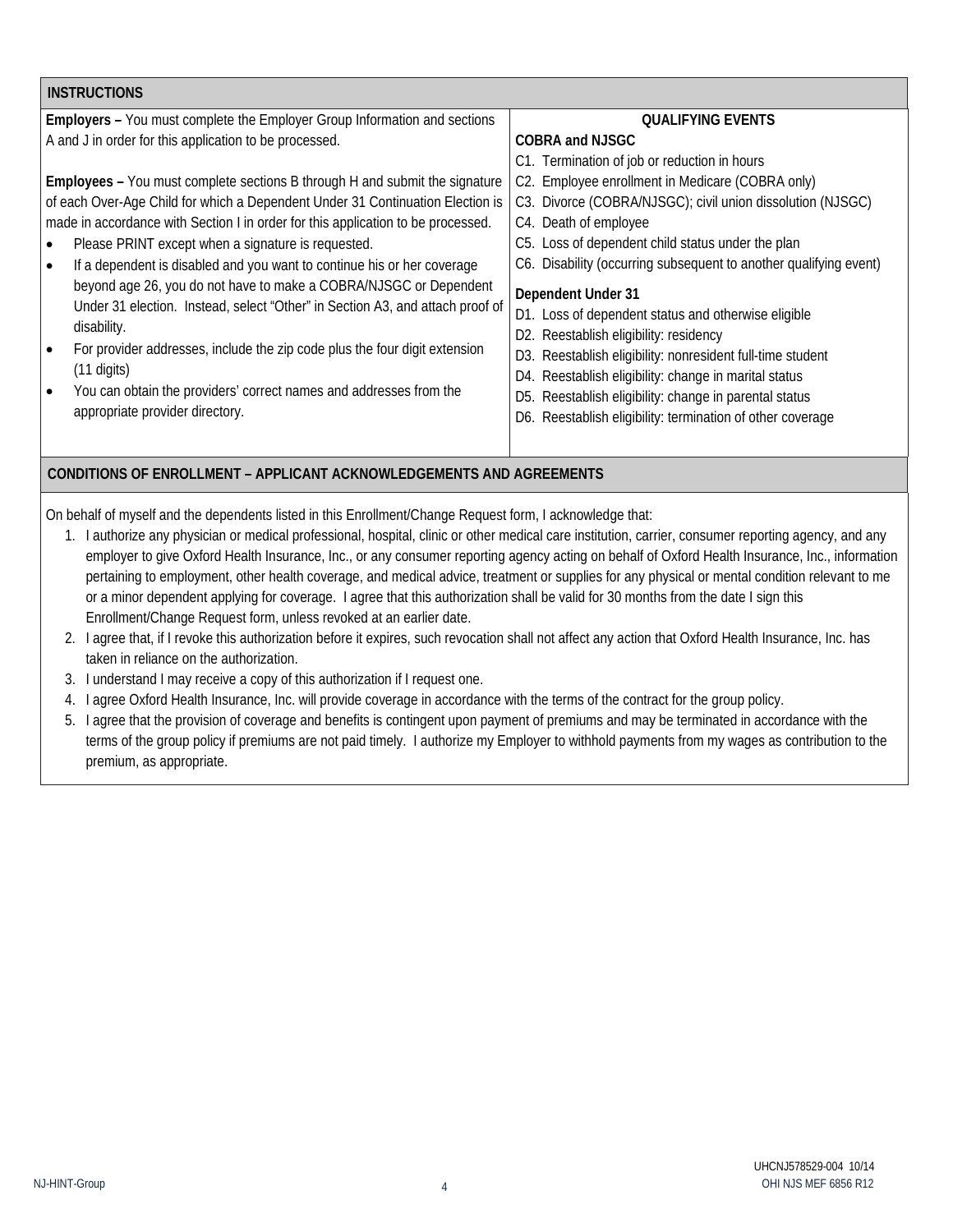## INSTRUCTIONS

**Employers –** You must complete the Employer Group Information and sections A and J in order for this application to be processed.

**Employees –** You must complete sections B through H and submit the signature of each Over-Age Child for which a Dependent Under 31 Continuation Election is made in accordance with Section I in order for this application to be processed.

- Please PRINT except when a signature is requested.
- If a dependent is disabled and you want to continue his or her coverage beyond age 26, you do not have to make a COBRA/NJSGC or Dependent Under 31 election. Instead, select "Other" in Section A3, and attach proof of disability.
- For provider addresses, include the zip code plus the four digit extension (11 digits)
- You can obtain the providers' correct names and addresses from the appropriate provider directory.

**QUALIFYING EVENTS**

**COBRA and NJSGC**

C1. Termination of job or reduction in hours
C2. Employee enrollment in Medicare (COBRA only)
C3. Divorce (COBRA/NJSGC); civil union dissolution (NJSGC)
C4. Death of employee
C5. Loss of dependent child status under the plan
C6. Disability (occurring subsequent to another qualifying event)

**Dependent Under 31**

D1. Loss of dependent status and otherwise eligible
D2. Reestablish eligibility: residency
D3. Reestablish eligibility: nonresident full-time student
D4. Reestablish eligibility: change in marital status
D5. Reestablish eligibility: change in parental status
D6. Reestablish eligibility: termination of other coverage

## CONDITIONS OF ENROLLMENT – APPLICANT ACKNOWLEDGEMENTS AND AGREEMENTS

On behalf of myself and the dependents listed in this Enrollment/Change Request form, I acknowledge that:

1. I authorize any physician or medical professional, hospital, clinic or other medical care institution, carrier, consumer reporting agency, and any employer to give Oxford Health Insurance, Inc., or any consumer reporting agency acting on behalf of Oxford Health Insurance, Inc., information pertaining to employment, other health coverage, and medical advice, treatment or supplies for any physical or mental condition relevant to me or a minor dependent applying for coverage. I agree that this authorization shall be valid for 30 months from the date I sign this Enrollment/Change Request form, unless revoked at an earlier date.
2. I agree that, if I revoke this authorization before it expires, such revocation shall not affect any action that Oxford Health Insurance, Inc. has taken in reliance on the authorization.
3. I understand I may receive a copy of this authorization if I request one.
4. I agree Oxford Health Insurance, Inc. will provide coverage in accordance with the terms of the contract for the group policy.
5. I agree that the provision of coverage and benefits is contingent upon payment of premiums and may be terminated in accordance with the terms of the group policy if premiums are not paid timely. I authorize my Employer to withhold payments from my wages as contribution to the premium, as appropriate.